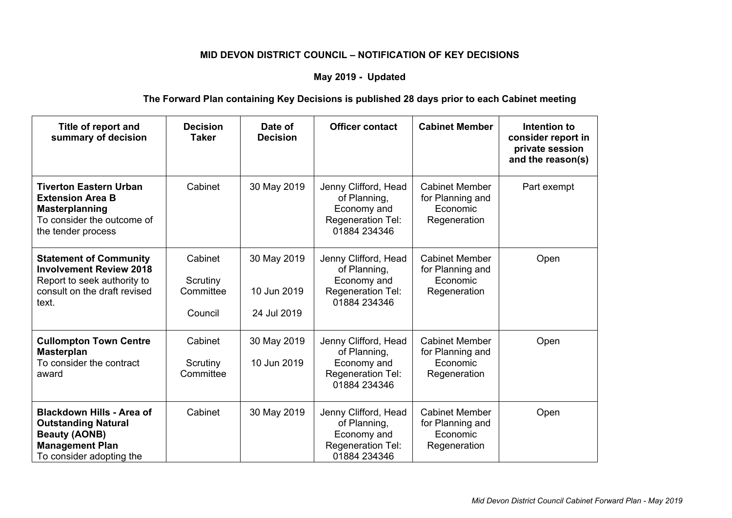**MID DEVON DISTRICT COUNCIL – NOTIFICATION OF KEY DECISIONS**

**May 2019 - Updated**

**The Forward Plan containing Key Decisions is published 28 days prior to each Cabinet meeting**

| Title of report and summary of decision | Decision Taker | Date of Decision | Officer contact | Cabinet Member | Intention to consider report in private session and the reason(s) |
|---|---|---|---|---|---|
| **Tiverton Eastern Urban Extension Area B Masterplanning** To consider the outcome of the tender process | Cabinet | 30 May 2019 | Jenny Clifford, Head of Planning, Economy and Regeneration Tel: 01884 234346 | Cabinet Member for Planning and Economic Regeneration | Part exempt |
| **Statement of Community Involvement Review 2018** Report to seek authority to consult on the draft revised text. | Cabinet<br><br>Scrutiny Committee<br><br>Council | 30 May 2019<br><br>10 Jun 2019<br><br>24 Jul 2019 | Jenny Clifford, Head of Planning, Economy and Regeneration Tel: 01884 234346 | Cabinet Member for Planning and Economic Regeneration | Open |
| **Cullompton Town Centre Masterplan** To consider the contract award | Cabinet<br><br>Scrutiny Committee | 30 May 2019<br><br>10 Jun 2019 | Jenny Clifford, Head of Planning, Economy and Regeneration Tel: 01884 234346 | Cabinet Member for Planning and Economic Regeneration | Open |
| **Blackdown Hills - Area of Outstanding Natural Beauty (AONB) Management Plan** To consider adopting the | Cabinet | 30 May 2019 | Jenny Clifford, Head of Planning, Economy and Regeneration Tel: 01884 234346 | Cabinet Member for Planning and Economic Regeneration | Open |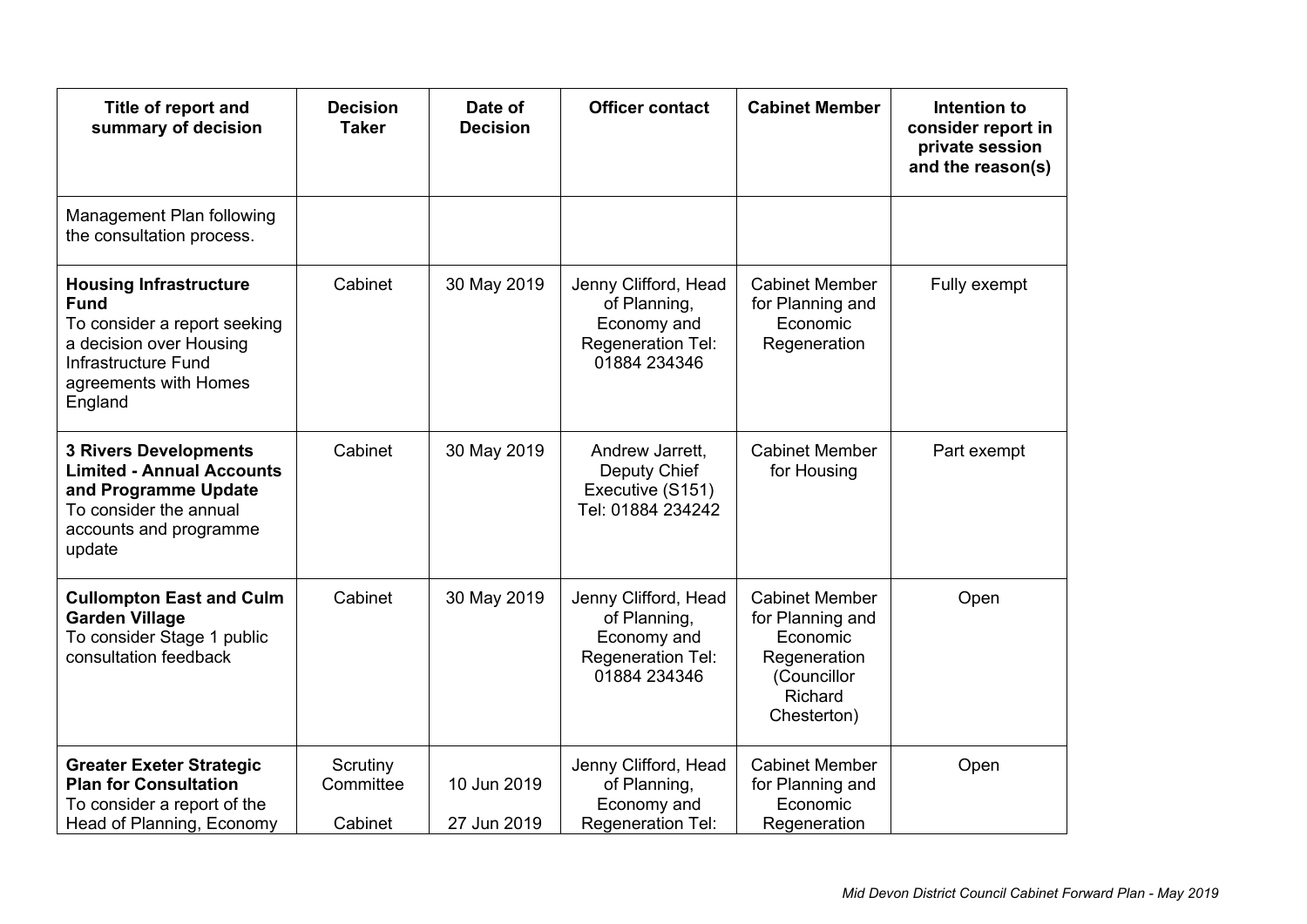| Title of report and summary of decision | Decision Taker | Date of Decision | Officer contact | Cabinet Member | Intention to consider report in private session and the reason(s) |
|---|---|---|---|---|---|
| Management Plan following the consultation process. | | | | | |
| **Housing Infrastructure Fund** To consider a report seeking a decision over Housing Infrastructure Fund agreements with Homes England | Cabinet | 30 May 2019 | Jenny Clifford, Head of Planning, Economy and Regeneration Tel: 01884 234346 | Cabinet Member for Planning and Economic Regeneration | Fully exempt |
| **3 Rivers Developments Limited - Annual Accounts and Programme Update** To consider the annual accounts and programme update | Cabinet | 30 May 2019 | Andrew Jarrett, Deputy Chief Executive (S151) Tel: 01884 234242 | Cabinet Member for Housing | Part exempt |
| **Cullompton East and Culm Garden Village** To consider Stage 1 public consultation feedback | Cabinet | 30 May 2019 | Jenny Clifford, Head of Planning, Economy and Regeneration Tel: 01884 234346 | Cabinet Member for Planning and Economic Regeneration (Councillor Richard Chesterton) | Open |
| **Greater Exeter Strategic Plan for Consultation** To consider a report of the Head of Planning, Economy | Scrutiny Committee<br>Cabinet | 10 Jun 2019<br>27 Jun 2019 | Jenny Clifford, Head of Planning, Economy and Regeneration Tel: | Cabinet Member for Planning and Economic Regeneration | Open |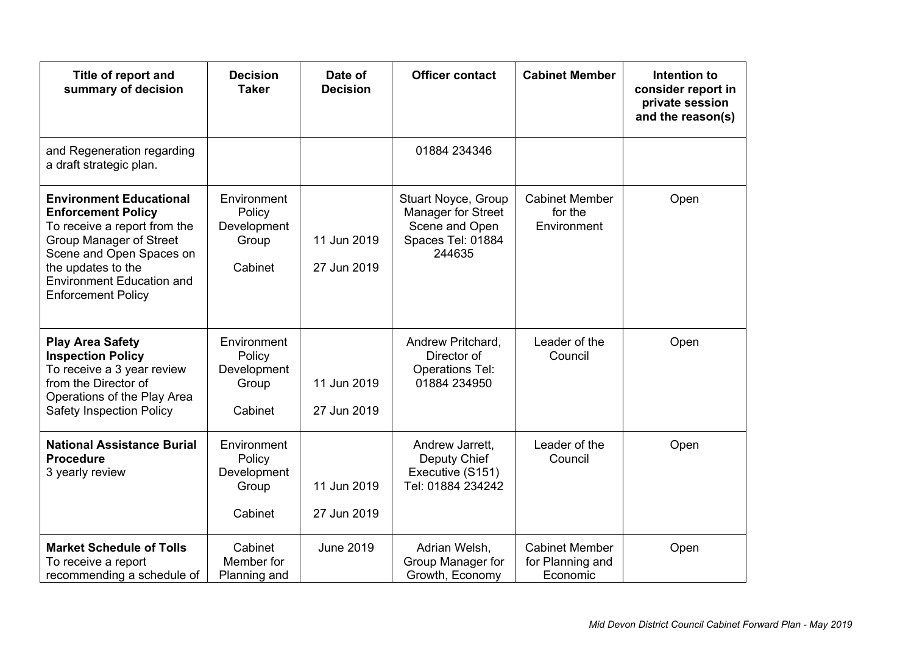| Title of report and summary of decision | Decision Taker | Date of Decision | Officer contact | Cabinet Member | Intention to consider report in private session and the reason(s) |
|---|---|---|---|---|---|
| and Regeneration regarding a draft strategic plan. | | | 01884 234346 | | |
| **Environment Educational Enforcement Policy** To receive a report from the Group Manager of Street Scene and Open Spaces on the updates to the Environment Education and Enforcement Policy | Environment Policy Development Group<br><br>Cabinet | 11 Jun 2019<br><br>27 Jun 2019 | Stuart Noyce, Group Manager for Street Scene and Open Spaces Tel: 01884 244635 | Cabinet Member for the Environment | Open |
| **Play Area Safety Inspection Policy** To receive a 3 year review from the Director of Operations of the Play Area Safety Inspection Policy | Environment Policy Development Group<br><br>Cabinet | 11 Jun 2019<br><br>27 Jun 2019 | Andrew Pritchard, Director of Operations Tel: 01884 234950 | Leader of the Council | Open |
| **National Assistance Burial Procedure** 3 yearly review | Environment Policy Development Group<br><br>Cabinet | 11 Jun 2019<br><br>27 Jun 2019 | Andrew Jarrett, Deputy Chief Executive (S151) Tel: 01884 234242 | Leader of the Council | Open |
| **Market Schedule of Tolls** To receive a report recommending a schedule of | Cabinet Member for Planning and | June 2019 | Adrian Welsh, Group Manager for Growth, Economy | Cabinet Member for Planning and Economic | Open |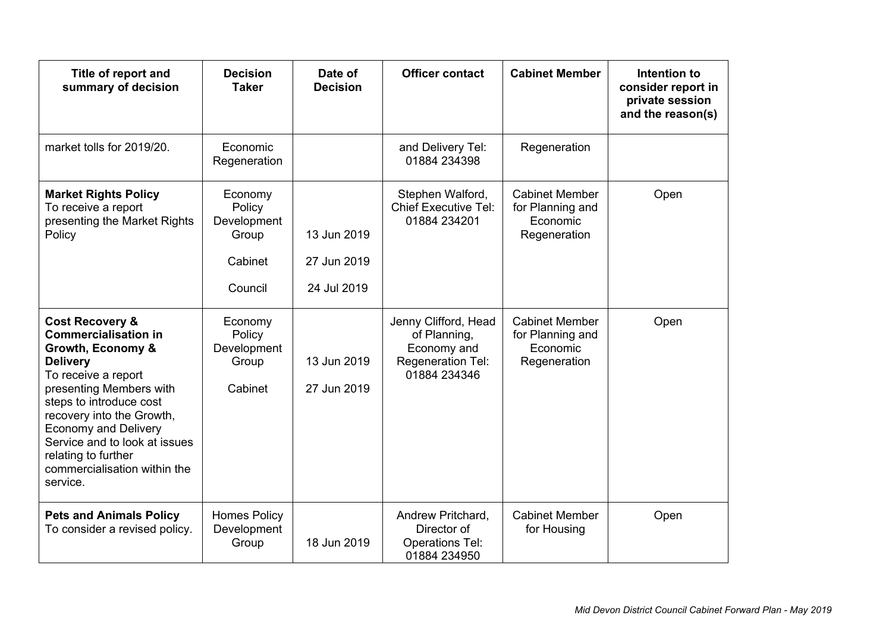| Title of report and summary of decision | Decision Taker | Date of Decision | Officer contact | Cabinet Member | Intention to consider report in private session and the reason(s) |
|---|---|---|---|---|---|
| market tolls for 2019/20. | Economic Regeneration | | and Delivery Tel: 01884 234398 | Regeneration | |
| **Market Rights Policy** To receive a report presenting the Market Rights Policy | Economy Policy Development Group<br><br>Cabinet<br><br>Council | 13 Jun 2019<br><br>27 Jun 2019<br><br>24 Jul 2019 | Stephen Walford, Chief Executive Tel: 01884 234201 | Cabinet Member for Planning and Economic Regeneration | Open |
| **Cost Recovery & Commercialisation in Growth, Economy & Delivery** To receive a report presenting Members with steps to introduce cost recovery into the Growth, Economy and Delivery Service and to look at issues relating to further commercialisation within the service. | Economy Policy Development Group<br><br>Cabinet | 13 Jun 2019<br><br>27 Jun 2019 | Jenny Clifford, Head of Planning, Economy and Regeneration Tel: 01884 234346 | Cabinet Member for Planning and Economic Regeneration | Open |
| **Pets and Animals Policy** To consider a revised policy. | Homes Policy Development Group | 18 Jun 2019 | Andrew Pritchard, Director of Operations Tel: 01884 234950 | Cabinet Member for Housing | Open |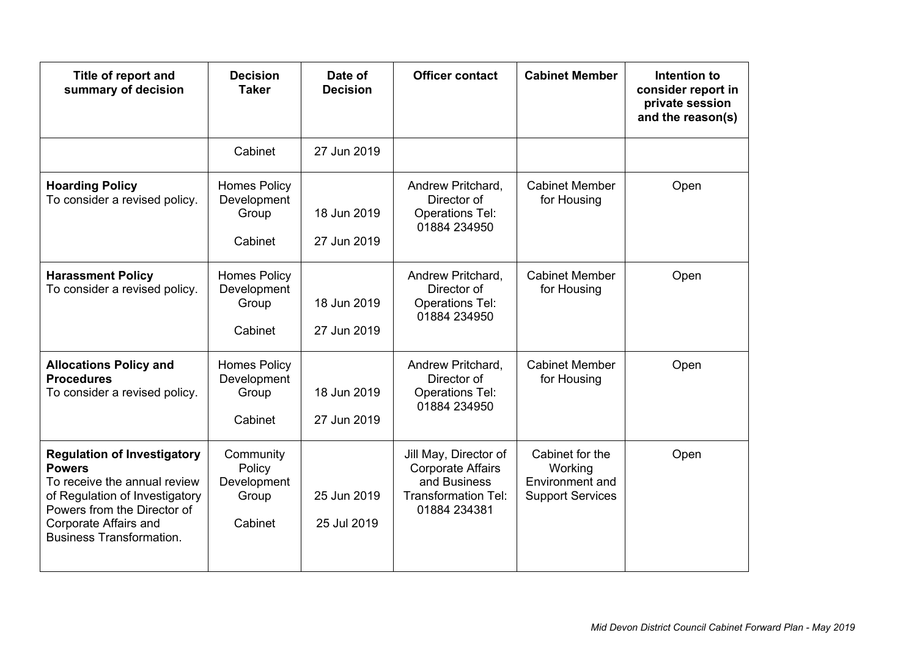| Title of report and summary of decision | Decision Taker | Date of Decision | Officer contact | Cabinet Member | Intention to consider report in private session and the reason(s) |
|---|---|---|---|---|---|
| | Cabinet | 27 Jun 2019 | | | |
| **Hoarding Policy**<br>To consider a revised policy. | Homes Policy Development Group<br><br>Cabinet | 18 Jun 2019<br><br>27 Jun 2019 | Andrew Pritchard, Director of Operations Tel: 01884 234950 | Cabinet Member for Housing | Open |
| **Harassment Policy**<br>To consider a revised policy. | Homes Policy Development Group<br><br>Cabinet | 18 Jun 2019<br><br>27 Jun 2019 | Andrew Pritchard, Director of Operations Tel: 01884 234950 | Cabinet Member for Housing | Open |
| **Allocations Policy and Procedures**<br>To consider a revised policy. | Homes Policy Development Group<br><br>Cabinet | 18 Jun 2019<br><br>27 Jun 2019 | Andrew Pritchard, Director of Operations Tel: 01884 234950 | Cabinet Member for Housing | Open |
| **Regulation of Investigatory Powers**<br>To receive the annual review of Regulation of Investigatory Powers from the Director of Corporate Affairs and Business Transformation. | Community Policy Development Group<br><br>Cabinet | 25 Jun 2019<br><br>25 Jul 2019 | Jill May, Director of Corporate Affairs and Business Transformation Tel: 01884 234381 | Cabinet for the Working Environment and Support Services | Open |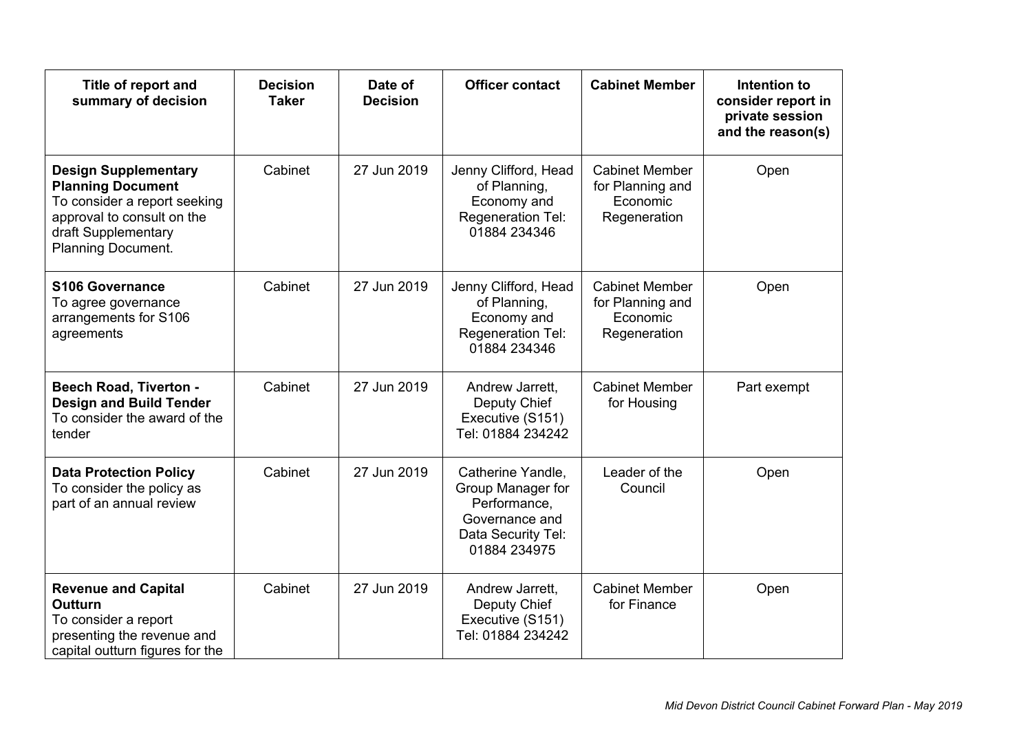| Title of report and summary of decision | Decision Taker | Date of Decision | Officer contact | Cabinet Member | Intention to consider report in private session and the reason(s) |
|---|---|---|---|---|---|
| **Design Supplementary Planning Document** To consider a report seeking approval to consult on the draft Supplementary Planning Document. | Cabinet | 27 Jun 2019 | Jenny Clifford, Head of Planning, Economy and Regeneration Tel: 01884 234346 | Cabinet Member for Planning and Economic Regeneration | Open |
| **S106 Governance** To agree governance arrangements for S106 agreements | Cabinet | 27 Jun 2019 | Jenny Clifford, Head of Planning, Economy and Regeneration Tel: 01884 234346 | Cabinet Member for Planning and Economic Regeneration | Open |
| **Beech Road, Tiverton - Design and Build Tender** To consider the award of the tender | Cabinet | 27 Jun 2019 | Andrew Jarrett, Deputy Chief Executive (S151) Tel: 01884 234242 | Cabinet Member for Housing | Part exempt |
| **Data Protection Policy** To consider the policy as part of an annual review | Cabinet | 27 Jun 2019 | Catherine Yandle, Group Manager for Performance, Governance and Data Security Tel: 01884 234975 | Leader of the Council | Open |
| **Revenue and Capital Outturn** To consider a report presenting the revenue and capital outturn figures for the | Cabinet | 27 Jun 2019 | Andrew Jarrett, Deputy Chief Executive (S151) Tel: 01884 234242 | Cabinet Member for Finance | Open |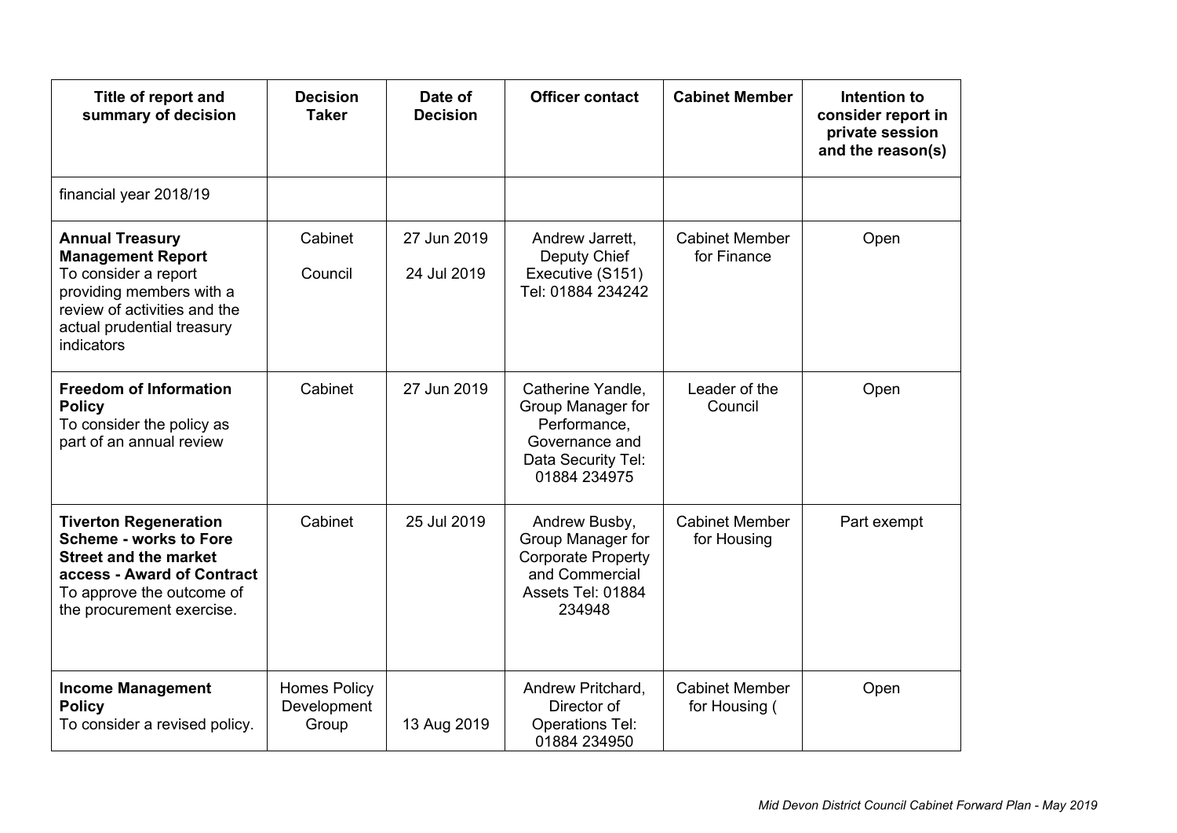| Title of report and summary of decision | Decision Taker | Date of Decision | Officer contact | Cabinet Member | Intention to consider report in private session and the reason(s) |
|---|---|---|---|---|---|
| financial year 2018/19 | | | | | |
| **Annual Treasury Management Report**<br>To consider a report providing members with a review of activities and the actual prudential treasury indicators | Cabinet<br><br>Council | 27 Jun 2019<br><br>24 Jul 2019 | Andrew Jarrett, Deputy Chief Executive (S151) Tel: 01884 234242 | Cabinet Member for Finance | Open |
| **Freedom of Information Policy**<br>To consider the policy as part of an annual review | Cabinet | 27 Jun 2019 | Catherine Yandle, Group Manager for Performance, Governance and Data Security Tel: 01884 234975 | Leader of the Council | Open |
| **Tiverton Regeneration Scheme - works to Fore Street and the market access - Award of Contract**<br>To approve the outcome of the procurement exercise. | Cabinet | 25 Jul 2019 | Andrew Busby, Group Manager for Corporate Property and Commercial Assets Tel: 01884 234948 | Cabinet Member for Housing | Part exempt |
| **Income Management Policy**<br>To consider a revised policy. | Homes Policy Development Group | 13 Aug 2019 | Andrew Pritchard, Director of Operations Tel: 01884 234950 | Cabinet Member for Housing ( | Open |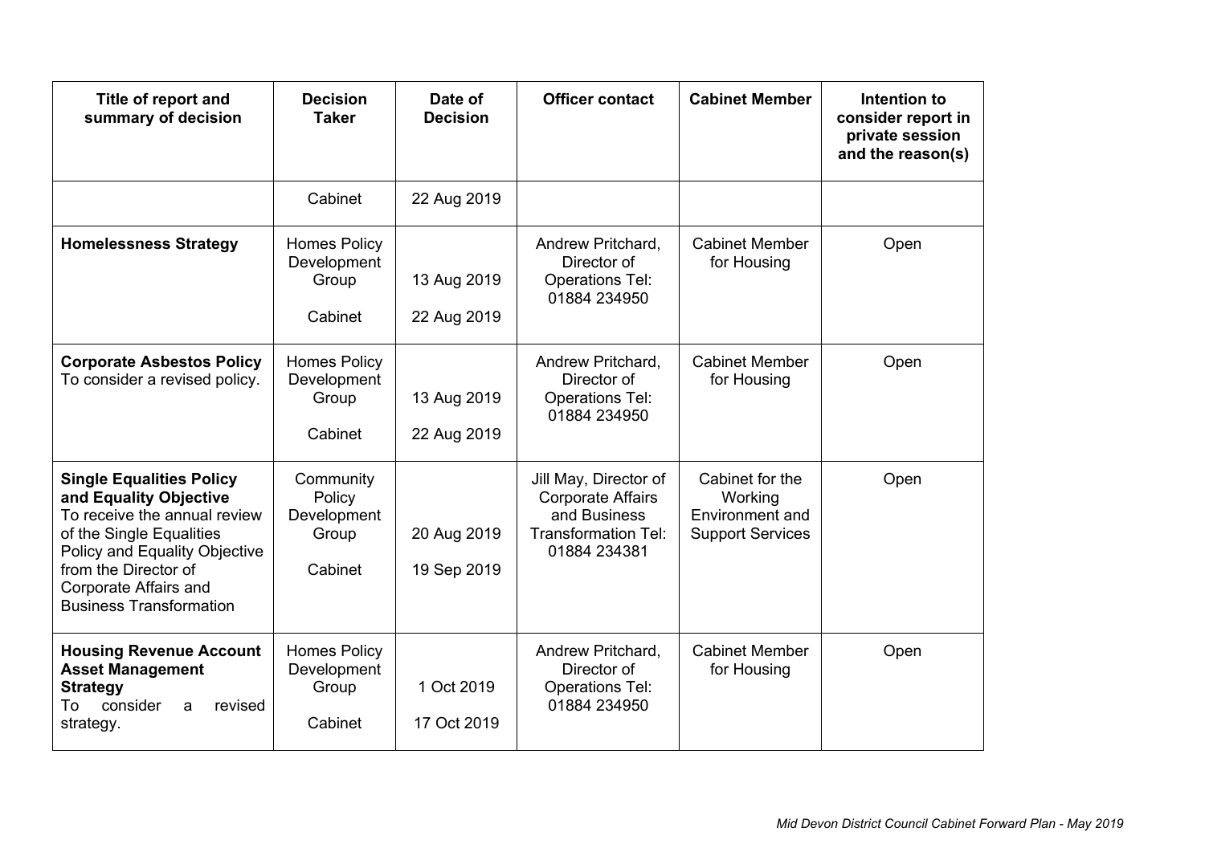| Title of report and summary of decision | Decision Taker | Date of Decision | Officer contact | Cabinet Member | Intention to consider report in private session and the reason(s) |
|---|---|---|---|---|---|
| | Cabinet | 22 Aug 2019 | | | |
| **Homelessness Strategy** | Homes Policy Development Group<br><br>Cabinet | 13 Aug 2019<br><br>22 Aug 2019 | Andrew Pritchard, Director of Operations Tel: 01884 234950 | Cabinet Member for Housing | Open |
| **Corporate Asbestos Policy** To consider a revised policy. | Homes Policy Development Group<br><br>Cabinet | 13 Aug 2019<br><br>22 Aug 2019 | Andrew Pritchard, Director of Operations Tel: 01884 234950 | Cabinet Member for Housing | Open |
| **Single Equalities Policy and Equality Objective** To receive the annual review of the Single Equalities Policy and Equality Objective from the Director of Corporate Affairs and Business Transformation | Community Policy Development Group<br><br>Cabinet | 20 Aug 2019<br><br>19 Sep 2019 | Jill May, Director of Corporate Affairs and Business Transformation Tel: 01884 234381 | Cabinet for the Working Environment and Support Services | Open |
| **Housing Revenue Account Asset Management Strategy** To consider a revised strategy. | Homes Policy Development Group<br><br>Cabinet | 1 Oct 2019<br><br>17 Oct 2019 | Andrew Pritchard, Director of Operations Tel: 01884 234950 | Cabinet Member for Housing | Open |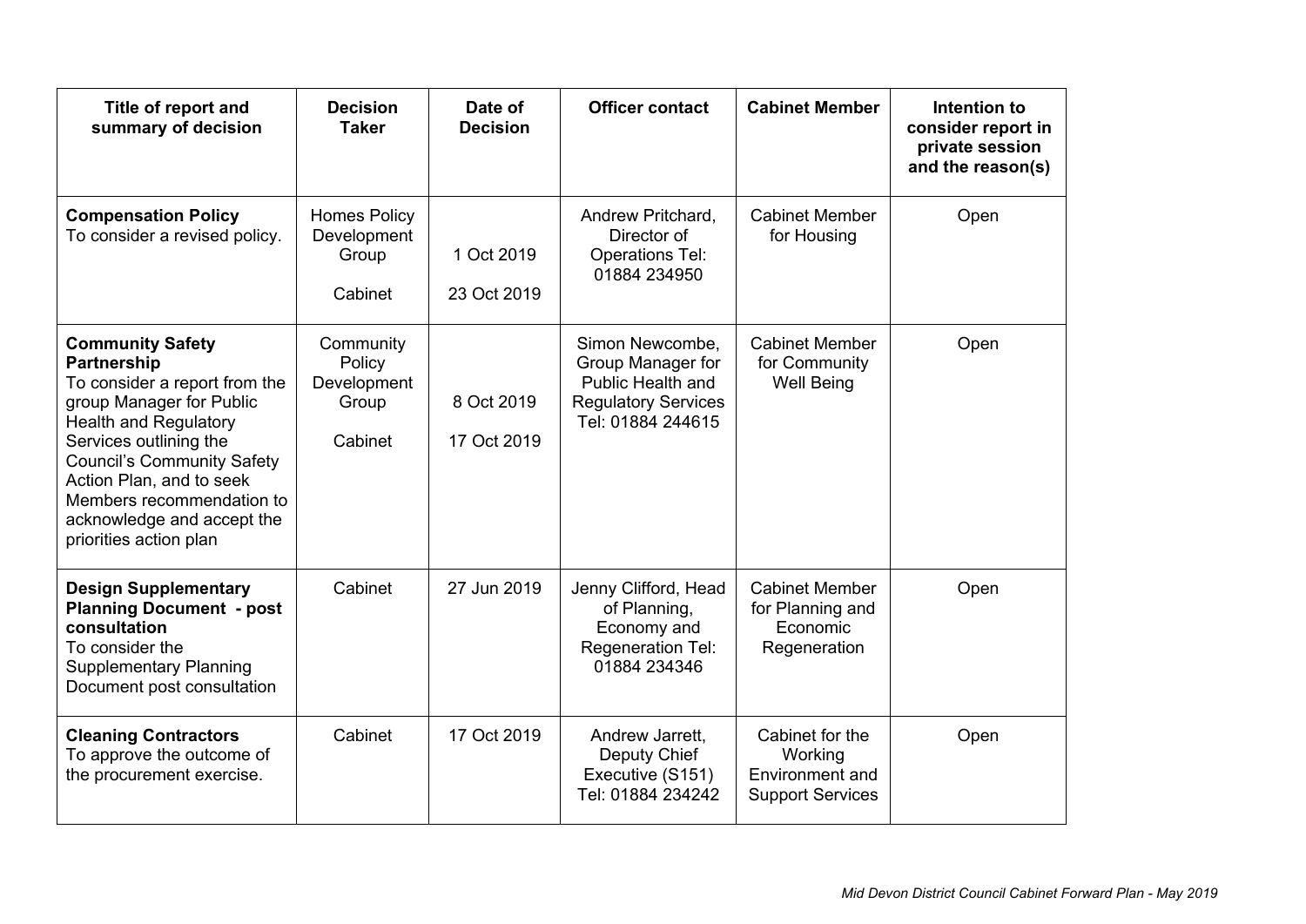| Title of report and summary of decision | Decision Taker | Date of Decision | Officer contact | Cabinet Member | Intention to consider report in private session and the reason(s) |
|---|---|---|---|---|---|
| **Compensation Policy** To consider a revised policy. | Homes Policy Development Group<br><br>Cabinet | 1 Oct 2019<br><br>23 Oct 2019 | Andrew Pritchard, Director of Operations Tel: 01884 234950 | Cabinet Member for Housing | Open |
| **Community Safety Partnership** To consider a report from the group Manager for Public Health and Regulatory Services outlining the Council's Community Safety Action Plan, and to seek Members recommendation to acknowledge and accept the priorities action plan | Community Policy Development Group<br><br>Cabinet | 8 Oct 2019<br><br>17 Oct 2019 | Simon Newcombe, Group Manager for Public Health and Regulatory Services Tel: 01884 244615 | Cabinet Member for Community Well Being | Open |
| **Design Supplementary Planning Document - post consultation** To consider the Supplementary Planning Document post consultation | Cabinet | 27 Jun 2019 | Jenny Clifford, Head of Planning, Economy and Regeneration Tel: 01884 234346 | Cabinet Member for Planning and Economic Regeneration | Open |
| **Cleaning Contractors** To approve the outcome of the procurement exercise. | Cabinet | 17 Oct 2019 | Andrew Jarrett, Deputy Chief Executive (S151) Tel: 01884 234242 | Cabinet for the Working Environment and Support Services | Open |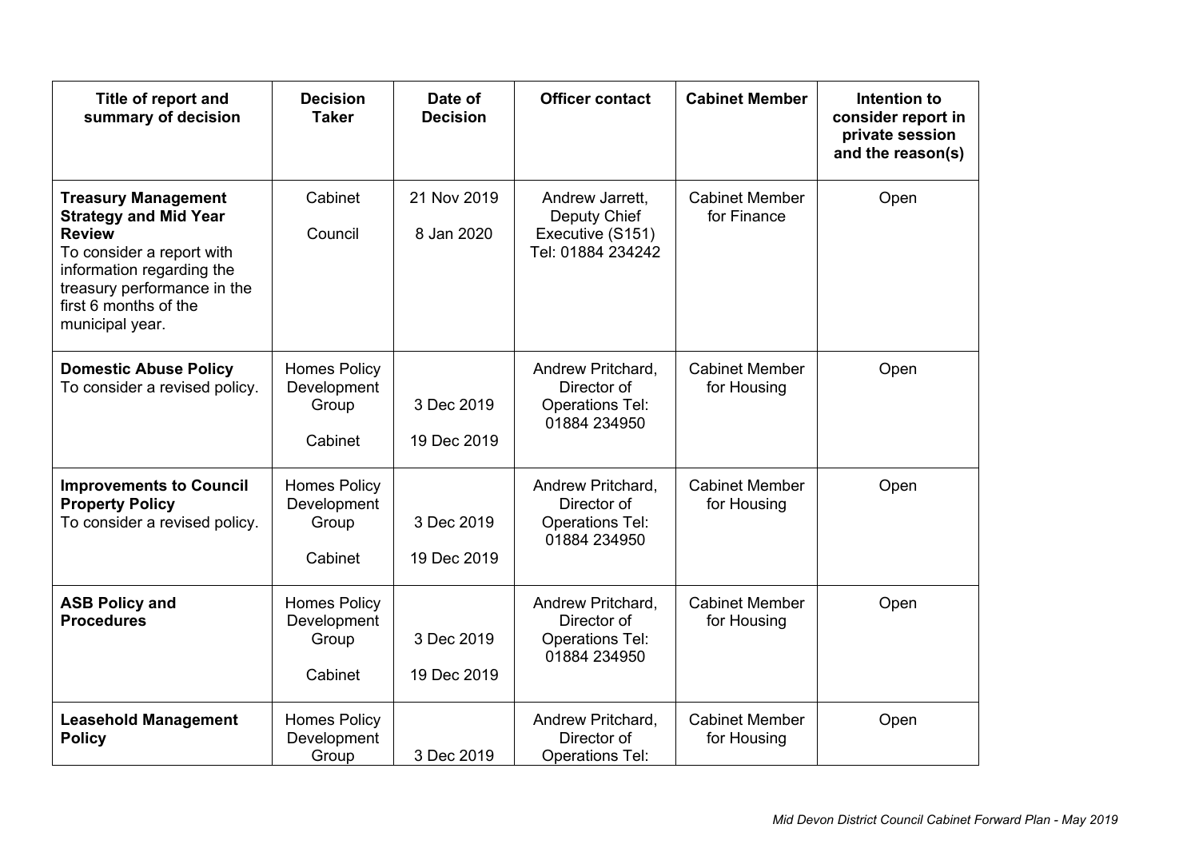| Title of report and summary of decision | Decision Taker | Date of Decision | Officer contact | Cabinet Member | Intention to consider report in private session and the reason(s) |
|---|---|---|---|---|---|
| **Treasury Management Strategy and Mid Year Review** To consider a report with information regarding the treasury performance in the first 6 months of the municipal year. | Cabinet<br><br>Council | 21 Nov 2019<br><br>8 Jan 2020 | Andrew Jarrett, Deputy Chief Executive (S151) Tel: 01884 234242 | Cabinet Member for Finance | Open |
| **Domestic Abuse Policy** To consider a revised policy. | Homes Policy Development Group<br><br>Cabinet | 3 Dec 2019<br><br>19 Dec 2019 | Andrew Pritchard, Director of Operations Tel: 01884 234950 | Cabinet Member for Housing | Open |
| **Improvements to Council Property Policy** To consider a revised policy. | Homes Policy Development Group<br><br>Cabinet | 3 Dec 2019<br><br>19 Dec 2019 | Andrew Pritchard, Director of Operations Tel: 01884 234950 | Cabinet Member for Housing | Open |
| **ASB Policy and Procedures** | Homes Policy Development Group<br><br>Cabinet | 3 Dec 2019<br><br>19 Dec 2019 | Andrew Pritchard, Director of Operations Tel: 01884 234950 | Cabinet Member for Housing | Open |
| **Leasehold Management Policy** | Homes Policy Development Group | 3 Dec 2019 | Andrew Pritchard, Director of Operations Tel: | Cabinet Member for Housing | Open |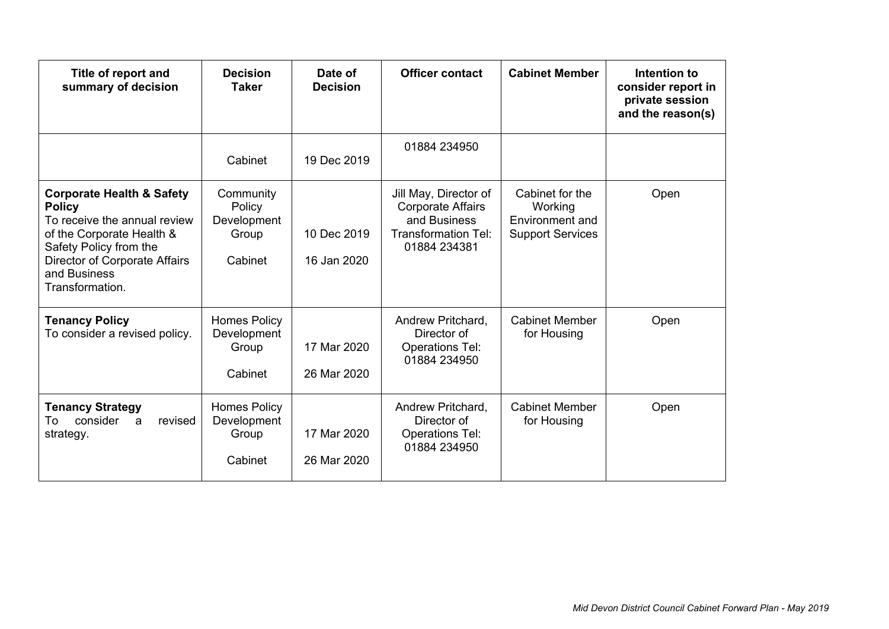| Title of report and summary of decision | Decision Taker | Date of Decision | Officer contact | Cabinet Member | Intention to consider report in private session and the reason(s) |
|---|---|---|---|---|---|
| | Cabinet | 19 Dec 2019 | 01884 234950 | | |
| **Corporate Health & Safety Policy**<br>To receive the annual review of the Corporate Health & Safety Policy from the Director of Corporate Affairs and Business Transformation. | Community Policy Development Group<br><br>Cabinet | 10 Dec 2019<br><br>16 Jan 2020 | Jill May, Director of Corporate Affairs and Business Transformation Tel: 01884 234381 | Cabinet for the Working Environment and Support Services | Open |
| **Tenancy Policy**<br>To consider a revised policy. | Homes Policy Development Group<br><br>Cabinet | 17 Mar 2020<br><br>26 Mar 2020 | Andrew Pritchard, Director of Operations Tel: 01884 234950 | Cabinet Member for Housing | Open |
| **Tenancy Strategy**<br>To consider a revised strategy. | Homes Policy Development Group<br><br>Cabinet | 17 Mar 2020<br><br>26 Mar 2020 | Andrew Pritchard, Director of Operations Tel: 01884 234950 | Cabinet Member for Housing | Open |